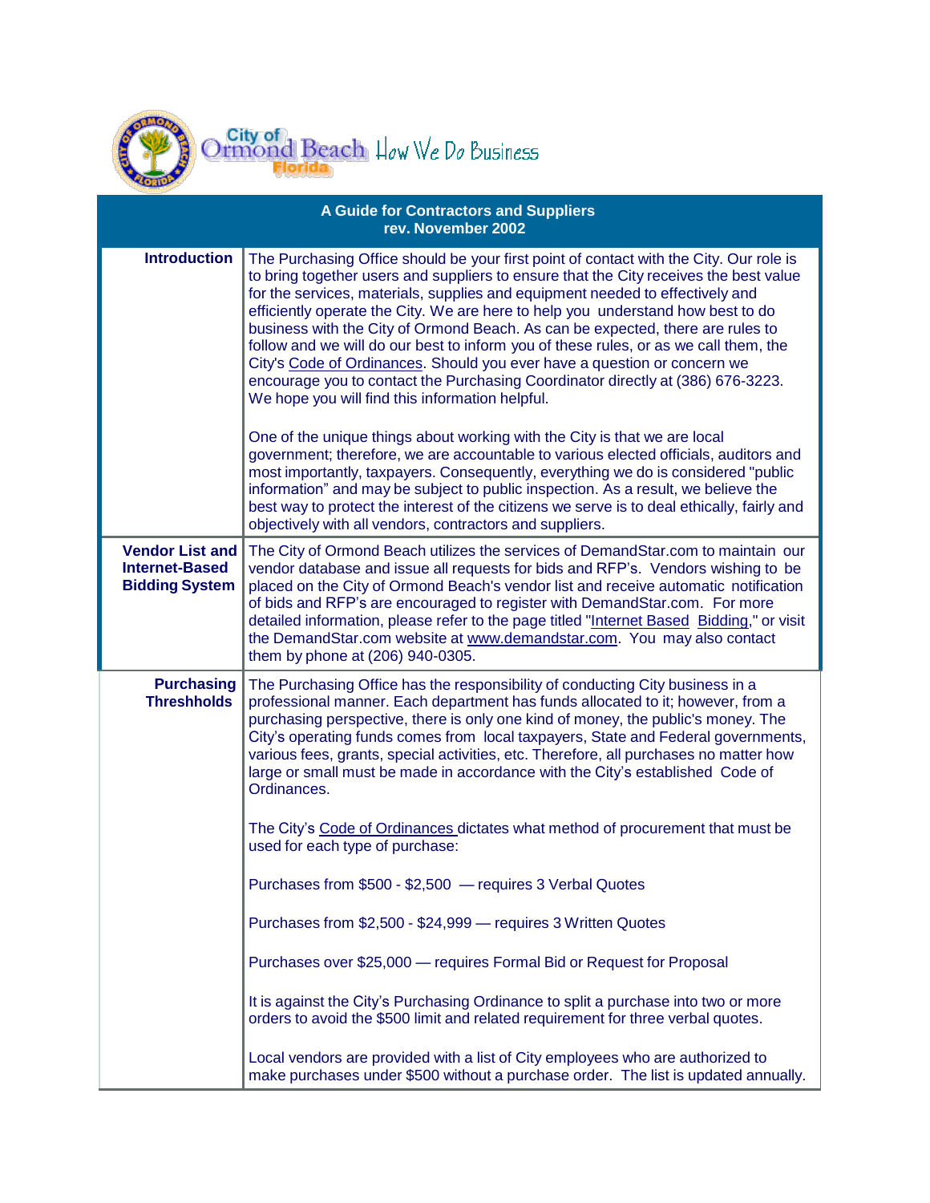# City of Ormond Beach Florida — How We Do Business

## A Guide for Contractors and Suppliers
**rev. November 2002**

### Introduction

The Purchasing Office should be your first point of contact with the City. Our role is to bring together users and suppliers to ensure that the City receives the best value for the services, materials, supplies and equipment needed to effectively and efficiently operate the City. We are here to help you understand how best to do business with the City of Ormond Beach. As can be expected, there are rules to follow and we will do our best to inform you of these rules, or as we call them, the City's Code of Ordinances. Should you ever have a question or concern we encourage you to contact the Purchasing Coordinator directly at (386) 676-3223. We hope you will find this information helpful.

One of the unique things about working with the City is that we are local government; therefore, we are accountable to various elected officials, auditors and most importantly, taxpayers. Consequently, everything we do is considered "public information" and may be subject to public inspection. As a result, we believe the best way to protect the interest of the citizens we serve is to deal ethically, fairly and objectively with all vendors, contractors and suppliers.

### Vendor List and Internet-Based Bidding System

The City of Ormond Beach utilizes the services of DemandStar.com to maintain our vendor database and issue all requests for bids and RFP's. Vendors wishing to be placed on the City of Ormond Beach's vendor list and receive automatic notification of bids and RFP's are encouraged to register with DemandStar.com. For more detailed information, please refer to the page titled "Internet Based Bidding," or visit the DemandStar.com website at www.demandstar.com. You may also contact them by phone at (206) 940-0305.

### Purchasing Threshholds

The Purchasing Office has the responsibility of conducting City business in a professional manner. Each department has funds allocated to it; however, from a purchasing perspective, there is only one kind of money, the public's money. The City's operating funds comes from local taxpayers, State and Federal governments, various fees, grants, special activities, etc. Therefore, all purchases no matter how large or small must be made in accordance with the City's established Code of Ordinances.

The City's Code of Ordinances dictates what method of procurement that must be used for each type of purchase:

Purchases from $500 - $2,500 — requires 3 Verbal Quotes

Purchases from $2,500 - $24,999 — requires 3 Written Quotes

Purchases over $25,000 — requires Formal Bid or Request for Proposal

It is against the City's Purchasing Ordinance to split a purchase into two or more orders to avoid the $500 limit and related requirement for three verbal quotes.

Local vendors are provided with a list of City employees who are authorized to make purchases under $500 without a purchase order. The list is updated annually.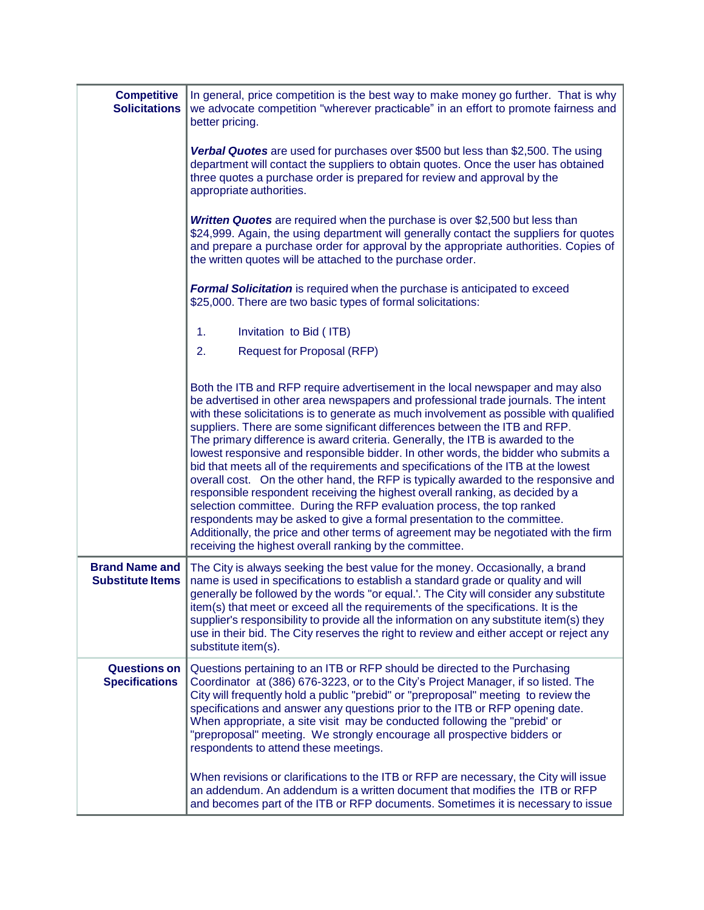| | |
|---|---|
| **Competitive Solicitations** | In general, price competition is the best way to make money go further. That is why we advocate competition "wherever practicable" in an effort to promote fairness and better pricing.<br><br>***Verbal Quotes*** are used for purchases over $500 but less than $2,500. The using department will contact the suppliers to obtain quotes. Once the user has obtained three quotes a purchase order is prepared for review and approval by the appropriate authorities.<br><br>***Written Quotes*** are required when the purchase is over $2,500 but less than $24,999. Again, the using department will generally contact the suppliers for quotes and prepare a purchase order for approval by the appropriate authorities. Copies of the written quotes will be attached to the purchase order.<br><br>***Formal Solicitation*** is required when the purchase is anticipated to exceed $25,000. There are two basic types of formal solicitations:<br><br>1. Invitation to Bid ( ITB)<br>2. Request for Proposal (RFP)<br><br>Both the ITB and RFP require advertisement in the local newspaper and may also be advertised in other area newspapers and professional trade journals. The intent with these solicitations is to generate as much involvement as possible with qualified suppliers. There are some significant differences between the ITB and RFP. The primary difference is award criteria. Generally, the ITB is awarded to the lowest responsive and responsible bidder. In other words, the bidder who submits a bid that meets all of the requirements and specifications of the ITB at the lowest overall cost. On the other hand, the RFP is typically awarded to the responsive and responsible respondent receiving the highest overall ranking, as decided by a selection committee. During the RFP evaluation process, the top ranked respondents may be asked to give a formal presentation to the committee. Additionally, the price and other terms of agreement may be negotiated with the firm receiving the highest overall ranking by the committee. |
| **Brand Name and Substitute Items** | The City is always seeking the best value for the money. Occasionally, a brand name is used in specifications to establish a standard grade or quality and will generally be followed by the words "or equal.'. The City will consider any substitute item(s) that meet or exceed all the requirements of the specifications. It is the supplier's responsibility to provide all the information on any substitute item(s) they use in their bid. The City reserves the right to review and either accept or reject any substitute item(s). |
| **Questions on Specifications** | Questions pertaining to an ITB or RFP should be directed to the Purchasing Coordinator at (386) 676-3223, or to the City's Project Manager, if so listed. The City will frequently hold a public "prebid" or "preproposal" meeting to review the specifications and answer any questions prior to the ITB or RFP opening date. When appropriate, a site visit may be conducted following the "prebid' or "preproposal" meeting. We strongly encourage all prospective bidders or respondents to attend these meetings.<br><br>When revisions or clarifications to the ITB or RFP are necessary, the City will issue an addendum. An addendum is a written document that modifies the ITB or RFP and becomes part of the ITB or RFP documents. Sometimes it is necessary to issue |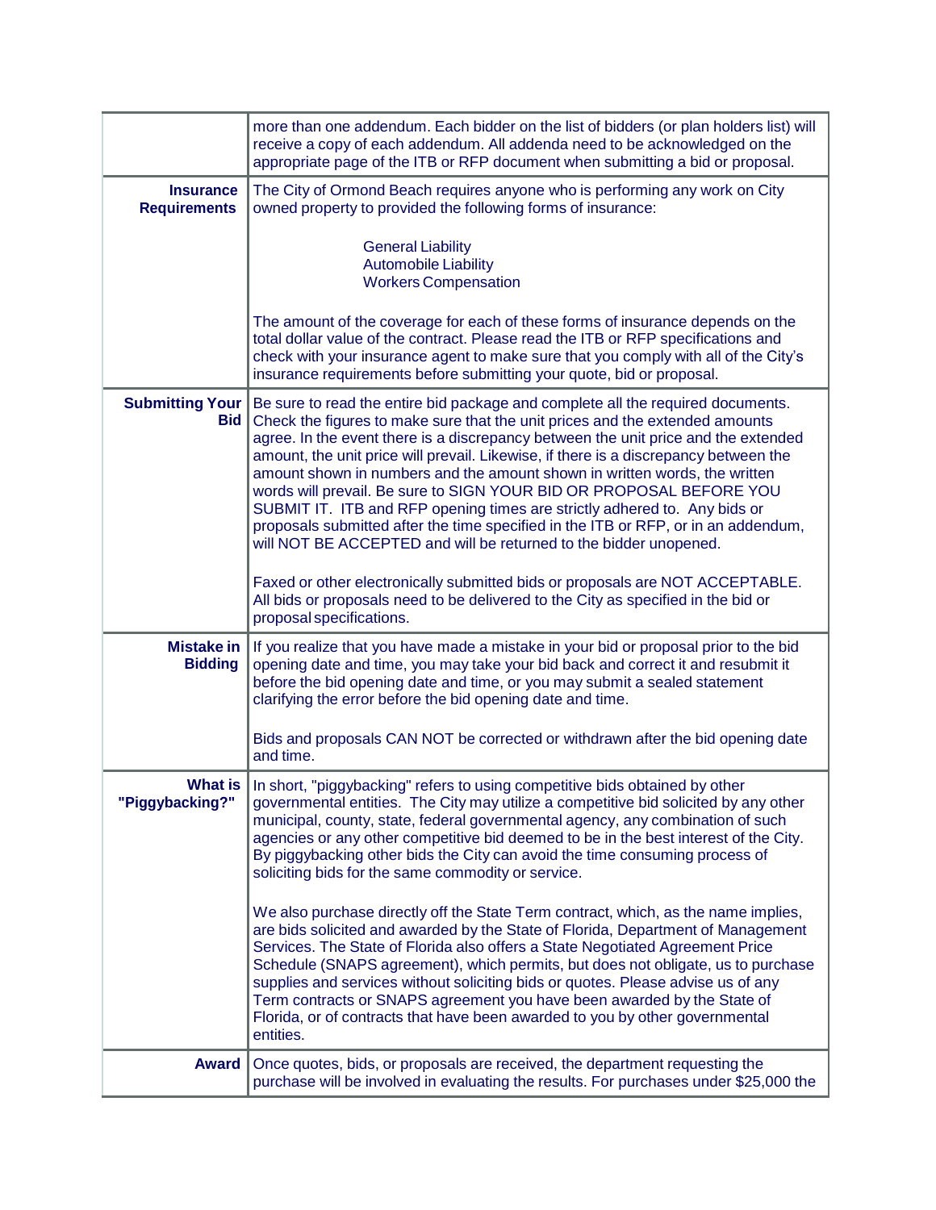| | |
|---|---|
| | more than one addendum. Each bidder on the list of bidders (or plan holders list) will receive a copy of each addendum. All addenda need to be acknowledged on the appropriate page of the ITB or RFP document when submitting a bid or proposal. |
| **Insurance Requirements** | The City of Ormond Beach requires anyone who is performing any work on City owned property to provided the following forms of insurance:<br><br>General Liability<br>Automobile Liability<br>Workers Compensation<br><br>The amount of the coverage for each of these forms of insurance depends on the total dollar value of the contract. Please read the ITB or RFP specifications and check with your insurance agent to make sure that you comply with all of the City's insurance requirements before submitting your quote, bid or proposal. |
| **Submitting Your Bid** | Be sure to read the entire bid package and complete all the required documents. Check the figures to make sure that the unit prices and the extended amounts agree. In the event there is a discrepancy between the unit price and the extended amount, the unit price will prevail. Likewise, if there is a discrepancy between the amount shown in numbers and the amount shown in written words, the written words will prevail. Be sure to SIGN YOUR BID OR PROPOSAL BEFORE YOU SUBMIT IT. ITB and RFP opening times are strictly adhered to. Any bids or proposals submitted after the time specified in the ITB or RFP, or in an addendum, will NOT BE ACCEPTED and will be returned to the bidder unopened.<br><br>Faxed or other electronically submitted bids or proposals are NOT ACCEPTABLE. All bids or proposals need to be delivered to the City as specified in the bid or proposal specifications. |
| **Mistake in Bidding** | If you realize that you have made a mistake in your bid or proposal prior to the bid opening date and time, you may take your bid back and correct it and resubmit it before the bid opening date and time, or you may submit a sealed statement clarifying the error before the bid opening date and time.<br><br>Bids and proposals CAN NOT be corrected or withdrawn after the bid opening date and time. |
| **What is "Piggybacking?"** | In short, "piggybacking" refers to using competitive bids obtained by other governmental entities. The City may utilize a competitive bid solicited by any other municipal, county, state, federal governmental agency, any combination of such agencies or any other competitive bid deemed to be in the best interest of the City. By piggybacking other bids the City can avoid the time consuming process of soliciting bids for the same commodity or service.<br><br>We also purchase directly off the State Term contract, which, as the name implies, are bids solicited and awarded by the State of Florida, Department of Management Services. The State of Florida also offers a State Negotiated Agreement Price Schedule (SNAPS agreement), which permits, but does not obligate, us to purchase supplies and services without soliciting bids or quotes. Please advise us of any Term contracts or SNAPS agreement you have been awarded by the State of Florida, or of contracts that have been awarded to you by other governmental entities. |
| **Award** | Once quotes, bids, or proposals are received, the department requesting the purchase will be involved in evaluating the results. For purchases under $25,000 the |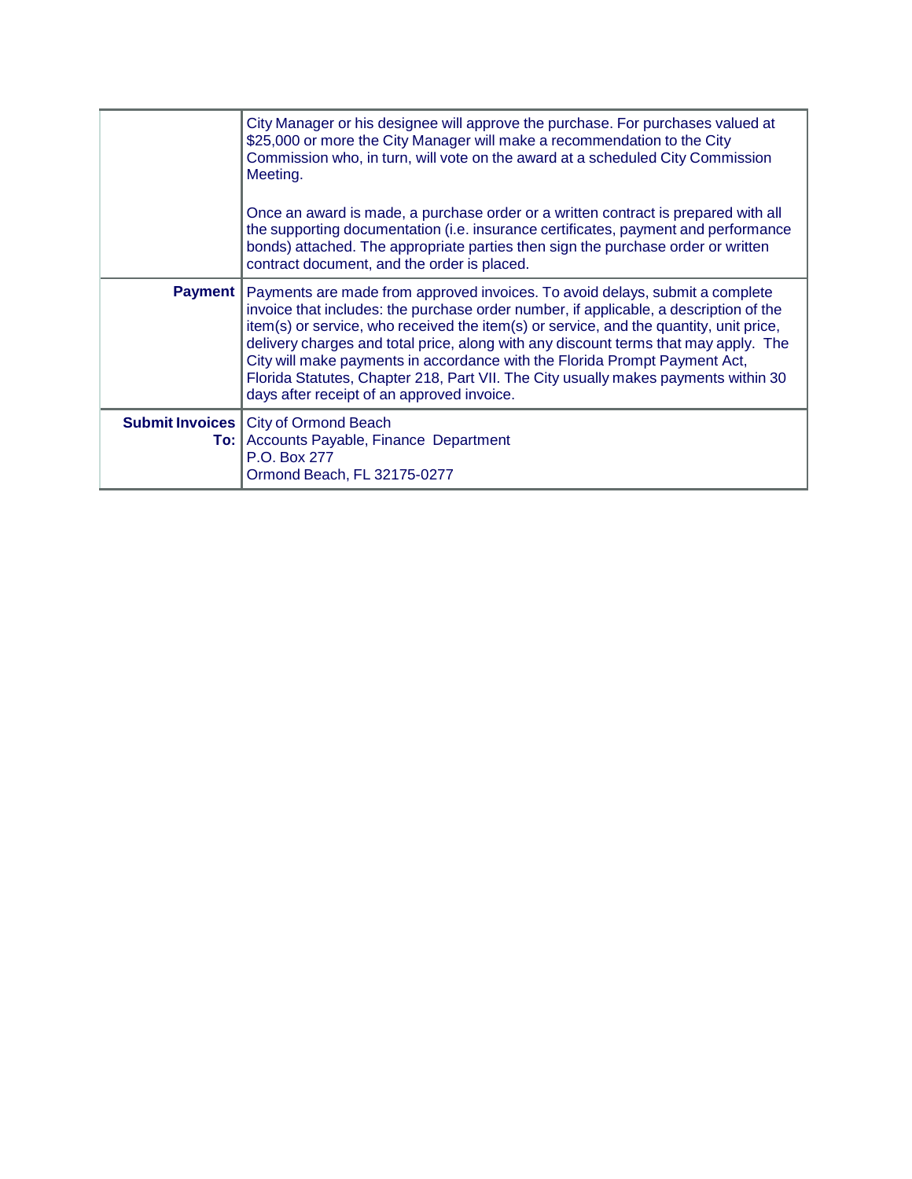| | |
|---|---|
| | City Manager or his designee will approve the purchase. For purchases valued at $25,000 or more the City Manager will make a recommendation to the City Commission who, in turn, will vote on the award at a scheduled City Commission Meeting.<br><br>Once an award is made, a purchase order or a written contract is prepared with all the supporting documentation (i.e. insurance certificates, payment and performance bonds) attached. The appropriate parties then sign the purchase order or written contract document, and the order is placed. |
| **Payment** | Payments are made from approved invoices. To avoid delays, submit a complete invoice that includes: the purchase order number, if applicable, a description of the item(s) or service, who received the item(s) or service, and the quantity, unit price, delivery charges and total price, along with any discount terms that may apply. The City will make payments in accordance with the Florida Prompt Payment Act, Florida Statutes, Chapter 218, Part VII. The City usually makes payments within 30 days after receipt of an approved invoice. |
| **Submit Invoices To:** | City of Ormond Beach<br>Accounts Payable, Finance Department<br>P.O. Box 277<br>Ormond Beach, FL 32175-0277 |